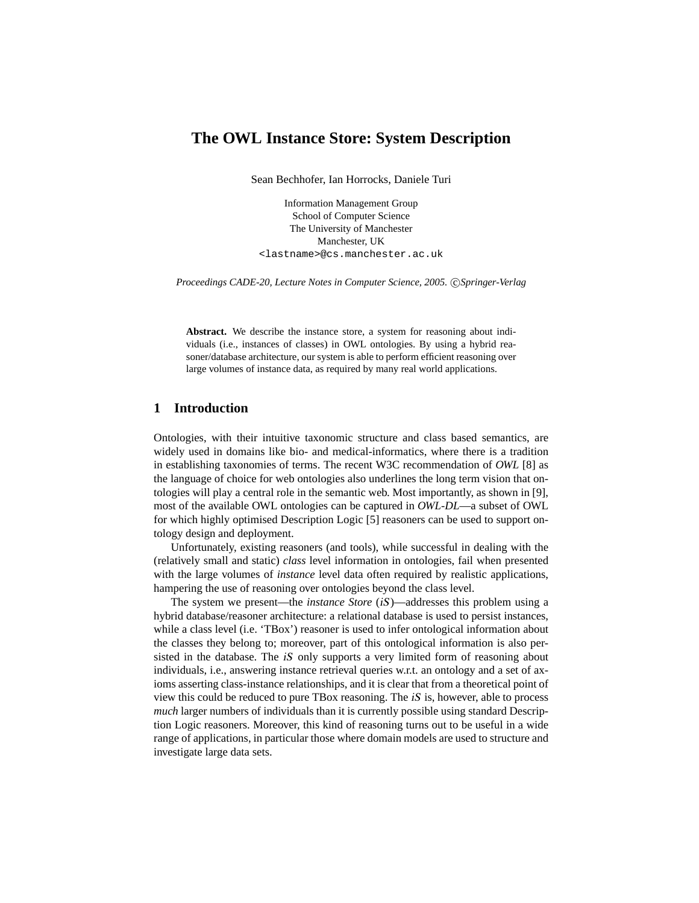# The OWL Instance Store: System Description

Sean Bechhofer, Ian Horrocks, Daniele Turi

Information Management Group
School of Computer Science
The University of Manchester
Manchester, UK
`<lastname>@cs.manchester.ac.uk`

*Proceedings CADE-20, Lecture Notes in Computer Science, 2005. ©Springer-Verlag*

**Abstract.** We describe the instance store, a system for reasoning about individuals (i.e., instances of classes) in OWL ontologies. By using a hybrid reasoner/database architecture, our system is able to perform efficient reasoning over large volumes of instance data, as required by many real world applications.

## 1 Introduction

Ontologies, with their intuitive taxonomic structure and class based semantics, are widely used in domains like bio- and medical-informatics, where there is a tradition in establishing taxonomies of terms. The recent W3C recommendation of *OWL* [8] as the language of choice for web ontologies also underlines the long term vision that ontologies will play a central role in the semantic web. Most importantly, as shown in [9], most of the available OWL ontologies can be captured in *OWL-DL*—a subset of OWL for which highly optimised Description Logic [5] reasoners can be used to support ontology design and deployment.

Unfortunately, existing reasoners (and tools), while successful in dealing with the (relatively small and static) *class* level information in ontologies, fail when presented with the large volumes of *instance* level data often required by realistic applications, hampering the use of reasoning over ontologies beyond the class level.

The system we present—the *instance Store* (*iS*)—addresses this problem using a hybrid database/reasoner architecture: a relational database is used to persist instances, while a class level (i.e. 'TBox') reasoner is used to infer ontological information about the classes they belong to; moreover, part of this ontological information is also persisted in the database. The *iS* only supports a very limited form of reasoning about individuals, i.e., answering instance retrieval queries w.r.t. an ontology and a set of axioms asserting class-instance relationships, and it is clear that from a theoretical point of view this could be reduced to pure TBox reasoning. The *iS* is, however, able to process *much* larger numbers of individuals than it is currently possible using standard Description Logic reasoners. Moreover, this kind of reasoning turns out to be useful in a wide range of applications, in particular those where domain models are used to structure and investigate large data sets.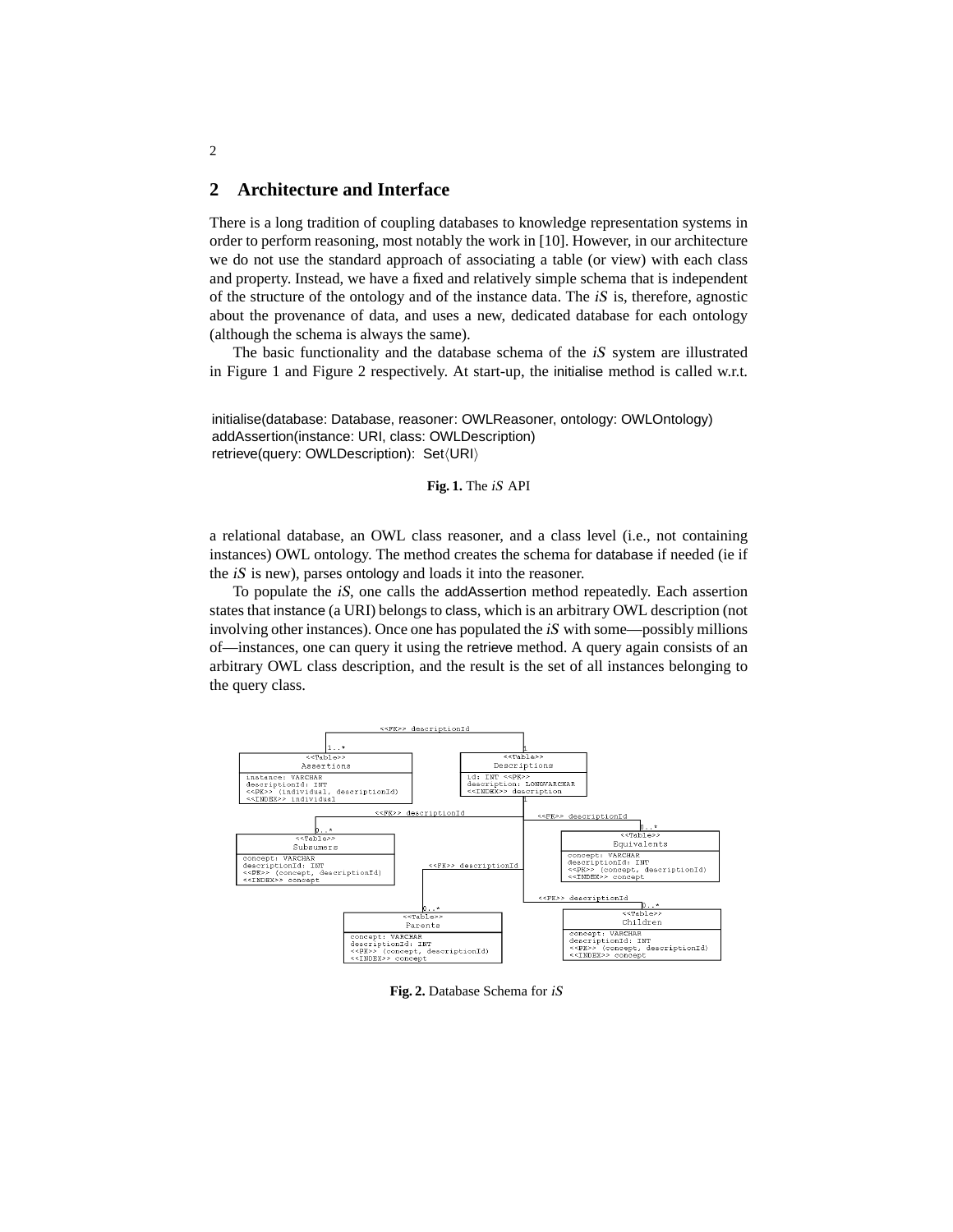## 2 Architecture and Interface

There is a long tradition of coupling databases to knowledge representation systems in order to perform reasoning, most notably the work in [10]. However, in our architecture we do not use the standard approach of associating a table (or view) with each class and property. Instead, we have a fixed and relatively simple schema that is independent of the structure of the ontology and of the instance data. The *iS* is, therefore, agnostic about the provenance of data, and uses a new, dedicated database for each ontology (although the schema is always the same).

The basic functionality and the database schema of the *iS* system are illustrated in Figure 1 and Figure 2 respectively. At start-up, the initialise method is called w.r.t.

```
initialise(database: Database, reasoner: OWLReasoner, ontology: OWLOntology)
addAssertion(instance: URI, class: OWLDescription)
retrieve(query: OWLDescription): Set⟨URI⟩
```

**Fig. 1.** The *iS* API

a relational database, an OWL class reasoner, and a class level (i.e., not containing instances) OWL ontology. The method creates the schema for database if needed (ie if the *iS* is new), parses ontology and loads it into the reasoner.

To populate the *iS*, one calls the addAssertion method repeatedly. Each assertion states that instance (a URI) belongs to class, which is an arbitrary OWL description (not involving other instances). Once one has populated the *iS* with some—possibly millions of—instances, one can query it using the retrieve method. A query again consists of an arbitrary OWL class description, and the result is the set of all instances belonging to the query class.

```
<<Table>> Assertions
instance: VARCHAR
descriptionId: INT
<<PK>> (individual, descriptionId)
<<INDEX>> individual

<<Table>> Descriptions
id: INT <<PK>>
description: LONGVARCHAR
<<INDEX>> description

<<Table>> Subsumers
concept: VARCHAR
descriptionId: INT
<<PK>> (concept, descriptionId)
<<INDEX>> concept

<<Table>> Equivalents
concept: VARCHAR
descriptionId: INT
<<PK>> (concept, descriptionId)
<<INDEX>> concept

<<Table>> Parents
concept: VARCHAR
descriptionId: INT
<<PK>> (concept, descriptionId)
<<INDEX>> concept

<<Table>> Children
concept: VARCHAR
descriptionId: INT
<<PK>> (concept, descriptionId)
<<INDEX>> concept
```

**Fig. 2.** Database Schema for *iS*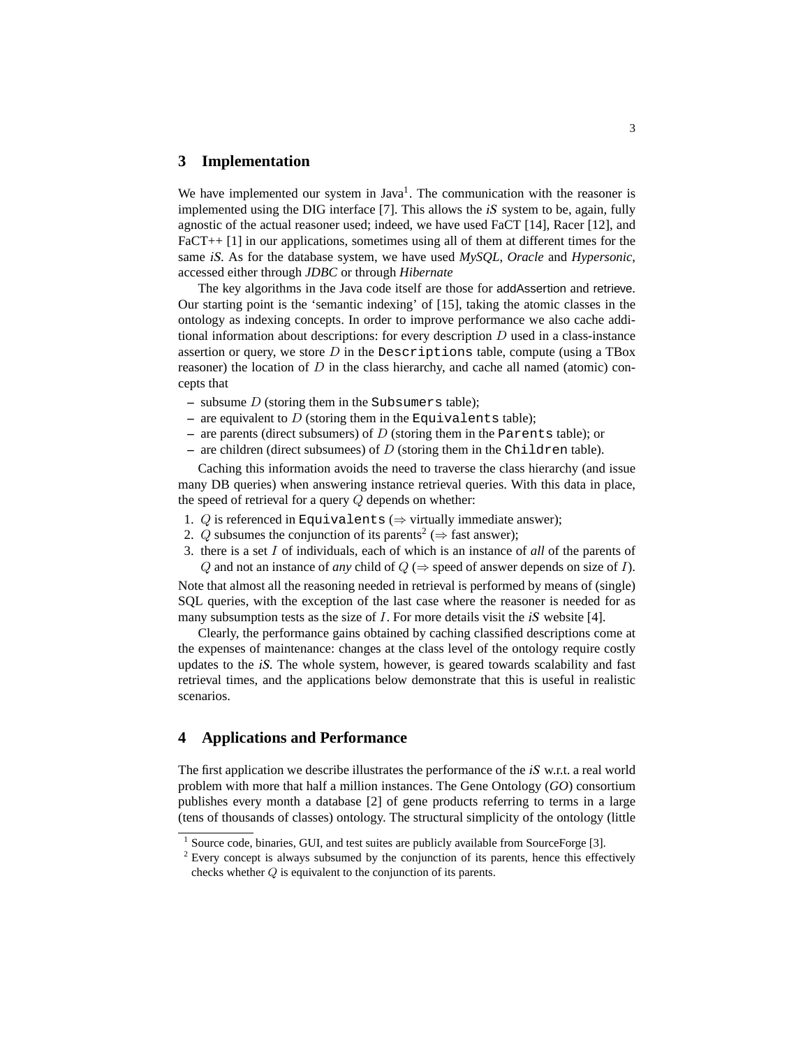## 3 Implementation

We have implemented our system in Java[1]. The communication with the reasoner is implemented using the DIG interface [7]. This allows the *iS* system to be, again, fully agnostic of the actual reasoner used; indeed, we have used FaCT [14], Racer [12], and FaCT++ [1] in our applications, sometimes using all of them at different times for the same *iS*. As for the database system, we have used *MySQL*, *Oracle* and *Hypersonic*, accessed either through *JDBC* or through *Hibernate*

The key algorithms in the Java code itself are those for addAssertion and retrieve. Our starting point is the 'semantic indexing' of [15], taking the atomic classes in the ontology as indexing concepts. In order to improve performance we also cache additional information about descriptions: for every description $D$ used in a class-instance assertion or query, we store $D$ in the `Descriptions` table, compute (using a TBox reasoner) the location of $D$ in the class hierarchy, and cache all named (atomic) concepts that

- subsume $D$ (storing them in the `Subsumers` table);
- are equivalent to $D$ (storing them in the `Equivalents` table);
- are parents (direct subsumers) of $D$ (storing them in the `Parents` table); or
- are children (direct subsumees) of $D$ (storing them in the `Children` table).

Caching this information avoids the need to traverse the class hierarchy (and issue many DB queries) when answering instance retrieval queries. With this data in place, the speed of retrieval for a query $Q$ depends on whether:

1. $Q$ is referenced in `Equivalents` ($\Rightarrow$ virtually immediate answer);
2. $Q$ subsumes the conjunction of its parents[2] ($\Rightarrow$ fast answer);
3. there is a set $I$ of individuals, each of which is an instance of *all* of the parents of $Q$ and not an instance of *any* child of $Q$ ($\Rightarrow$ speed of answer depends on size of $I$).

Note that almost all the reasoning needed in retrieval is performed by means of (single) SQL queries, with the exception of the last case where the reasoner is needed for as many subsumption tests as the size of $I$. For more details visit the *iS* website [4].

Clearly, the performance gains obtained by caching classified descriptions come at the expenses of maintenance: changes at the class level of the ontology require costly updates to the *iS*. The whole system, however, is geared towards scalability and fast retrieval times, and the applications below demonstrate that this is useful in realistic scenarios.

## 4 Applications and Performance

The first application we describe illustrates the performance of the *iS* w.r.t. a real world problem with more that half a million instances. The Gene Ontology (*GO*) consortium publishes every month a database [2] of gene products referring to terms in a large (tens of thousands of classes) ontology. The structural simplicity of the ontology (little

[1] Source code, binaries, GUI, and test suites are publicly available from SourceForge [3].

[2] Every concept is always subsumed by the conjunction of its parents, hence this effectively checks whether $Q$ is equivalent to the conjunction of its parents.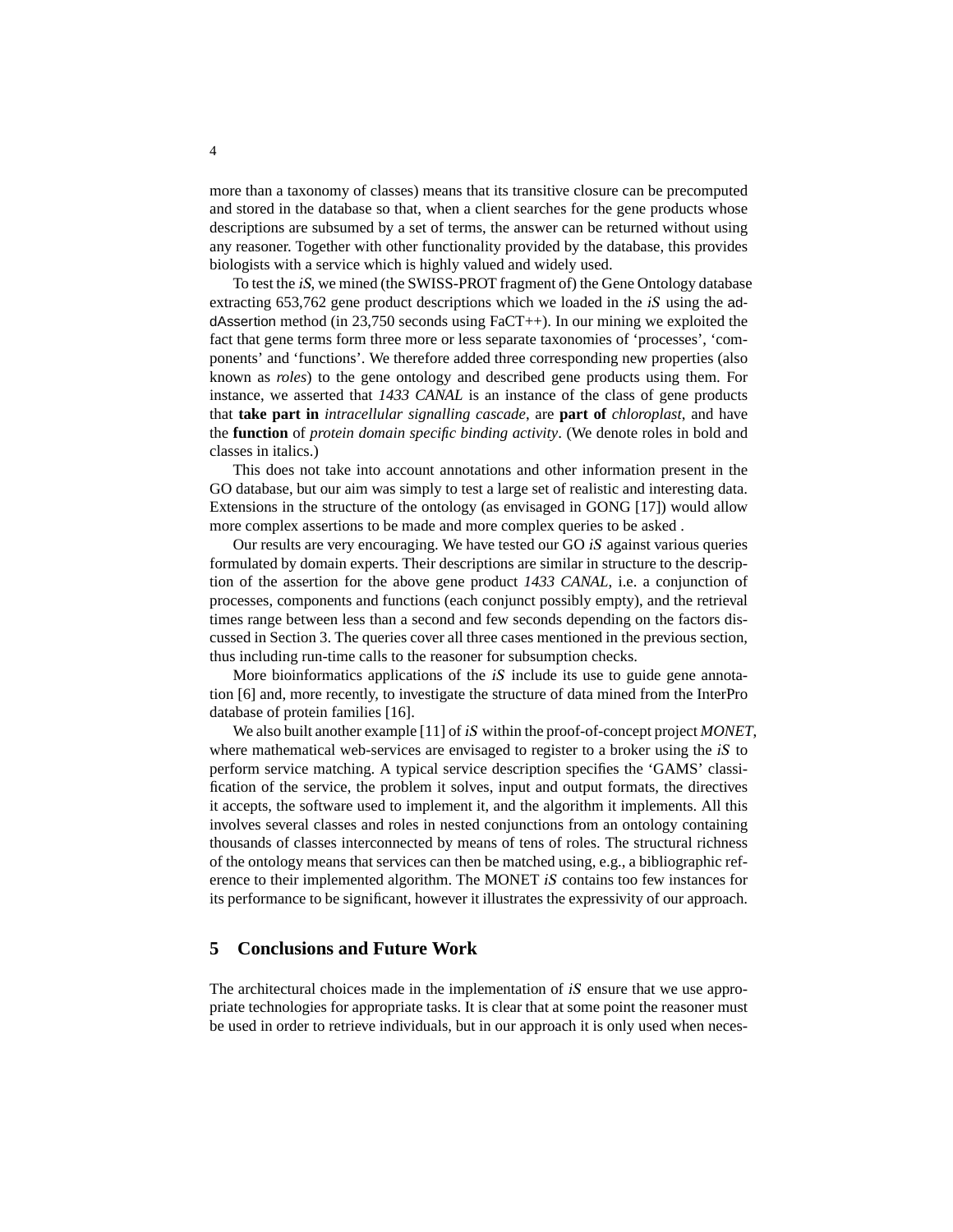more than a taxonomy of classes) means that its transitive closure can be precomputed and stored in the database so that, when a client searches for the gene products whose descriptions are subsumed by a set of terms, the answer can be returned without using any reasoner. Together with other functionality provided by the database, this provides biologists with a service which is highly valued and widely used.

To test the *iS*, we mined (the SWISS-PROT fragment of) the Gene Ontology database extracting 653,762 gene product descriptions which we loaded in the *iS* using the addAssertion method (in 23,750 seconds using FaCT++). In our mining we exploited the fact that gene terms form three more or less separate taxonomies of 'processes', 'components' and 'functions'. We therefore added three corresponding new properties (also known as *roles*) to the gene ontology and described gene products using them. For instance, we asserted that *1433 CANAL* is an instance of the class of gene products that **take part in** *intracellular signalling cascade*, are **part of** *chloroplast*, and have the **function** of *protein domain specific binding activity*. (We denote roles in bold and classes in italics.)

This does not take into account annotations and other information present in the GO database, but our aim was simply to test a large set of realistic and interesting data. Extensions in the structure of the ontology (as envisaged in GONG [17]) would allow more complex assertions to be made and more complex queries to be asked .

Our results are very encouraging. We have tested our GO *iS* against various queries formulated by domain experts. Their descriptions are similar in structure to the description of the assertion for the above gene product *1433 CANAL*, i.e. a conjunction of processes, components and functions (each conjunct possibly empty), and the retrieval times range between less than a second and few seconds depending on the factors discussed in Section 3. The queries cover all three cases mentioned in the previous section, thus including run-time calls to the reasoner for subsumption checks.

More bioinformatics applications of the *iS* include its use to guide gene annotation [6] and, more recently, to investigate the structure of data mined from the InterPro database of protein families [16].

We also built another example [11] of *iS* within the proof-of-concept project *MONET*, where mathematical web-services are envisaged to register to a broker using the *iS* to perform service matching. A typical service description specifies the 'GAMS' classification of the service, the problem it solves, input and output formats, the directives it accepts, the software used to implement it, and the algorithm it implements. All this involves several classes and roles in nested conjunctions from an ontology containing thousands of classes interconnected by means of tens of roles. The structural richness of the ontology means that services can then be matched using, e.g., a bibliographic reference to their implemented algorithm. The MONET *iS* contains too few instances for its performance to be significant, however it illustrates the expressivity of our approach.

## 5 Conclusions and Future Work

The architectural choices made in the implementation of *iS* ensure that we use appropriate technologies for appropriate tasks. It is clear that at some point the reasoner must be used in order to retrieve individuals, but in our approach it is only used when neces-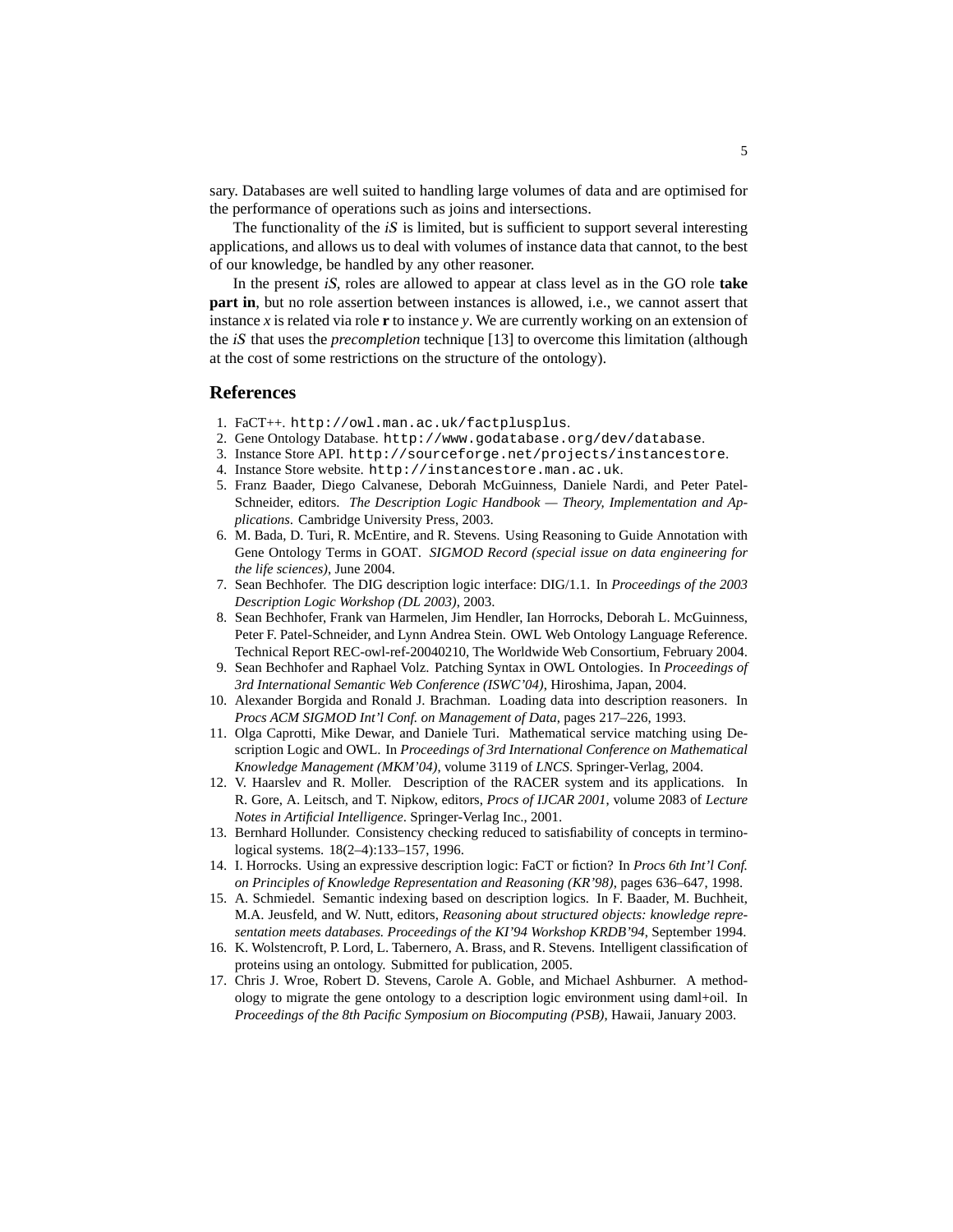sary. Databases are well suited to handling large volumes of data and are optimised for the performance of operations such as joins and intersections.

The functionality of the *iS* is limited, but is sufficient to support several interesting applications, and allows us to deal with volumes of instance data that cannot, to the best of our knowledge, be handled by any other reasoner.

In the present *iS*, roles are allowed to appear at class level as in the GO role **take part in**, but no role assertion between instances is allowed, i.e., we cannot assert that instance *x* is related via role **r** to instance *y*. We are currently working on an extension of the *iS* that uses the *precompletion* technique [13] to overcome this limitation (although at the cost of some restrictions on the structure of the ontology).

## References

1. FaCT++. `http://owl.man.ac.uk/factplusplus`.
2. Gene Ontology Database. `http://www.godatabase.org/dev/database`.
3. Instance Store API. `http://sourceforge.net/projects/instancestore`.
4. Instance Store website. `http://instancestore.man.ac.uk`.
5. Franz Baader, Diego Calvanese, Deborah McGuinness, Daniele Nardi, and Peter Patel-Schneider, editors. *The Description Logic Handbook — Theory, Implementation and Applications*. Cambridge University Press, 2003.
6. M. Bada, D. Turi, R. McEntire, and R. Stevens. Using Reasoning to Guide Annotation with Gene Ontology Terms in GOAT. *SIGMOD Record (special issue on data engineering for the life sciences)*, June 2004.
7. Sean Bechhofer. The DIG description logic interface: DIG/1.1. In *Proceedings of the 2003 Description Logic Workshop (DL 2003)*, 2003.
8. Sean Bechhofer, Frank van Harmelen, Jim Hendler, Ian Horrocks, Deborah L. McGuinness, Peter F. Patel-Schneider, and Lynn Andrea Stein. OWL Web Ontology Language Reference. Technical Report REC-owl-ref-20040210, The Worldwide Web Consortium, February 2004.
9. Sean Bechhofer and Raphael Volz. Patching Syntax in OWL Ontologies. In *Proceedings of 3rd International Semantic Web Conference (ISWC'04)*, Hiroshima, Japan, 2004.
10. Alexander Borgida and Ronald J. Brachman. Loading data into description reasoners. In *Procs ACM SIGMOD Int'l Conf. on Management of Data*, pages 217–226, 1993.
11. Olga Caprotti, Mike Dewar, and Daniele Turi. Mathematical service matching using Description Logic and OWL. In *Proceedings of 3rd International Conference on Mathematical Knowledge Management (MKM'04)*, volume 3119 of *LNCS*. Springer-Verlag, 2004.
12. V. Haarslev and R. Moller. Description of the RACER system and its applications. In R. Gore, A. Leitsch, and T. Nipkow, editors, *Procs of IJCAR 2001*, volume 2083 of *Lecture Notes in Artificial Intelligence*. Springer-Verlag Inc., 2001.
13. Bernhard Hollunder. Consistency checking reduced to satisfiability of concepts in terminological systems. 18(2–4):133–157, 1996.
14. I. Horrocks. Using an expressive description logic: FaCT or fiction? In *Procs 6th Int'l Conf. on Principles of Knowledge Representation and Reasoning (KR'98)*, pages 636–647, 1998.
15. A. Schmiedel. Semantic indexing based on description logics. In F. Baader, M. Buchheit, M.A. Jeusfeld, and W. Nutt, editors, *Reasoning about structured objects: knowledge representation meets databases. Proceedings of the KI'94 Workshop KRDB'94*, September 1994.
16. K. Wolstencroft, P. Lord, L. Tabernero, A. Brass, and R. Stevens. Intelligent classification of proteins using an ontology. Submitted for publication, 2005.
17. Chris J. Wroe, Robert D. Stevens, Carole A. Goble, and Michael Ashburner. A methodology to migrate the gene ontology to a description logic environment using daml+oil. In *Proceedings of the 8th Pacific Symposium on Biocomputing (PSB)*, Hawaii, January 2003.